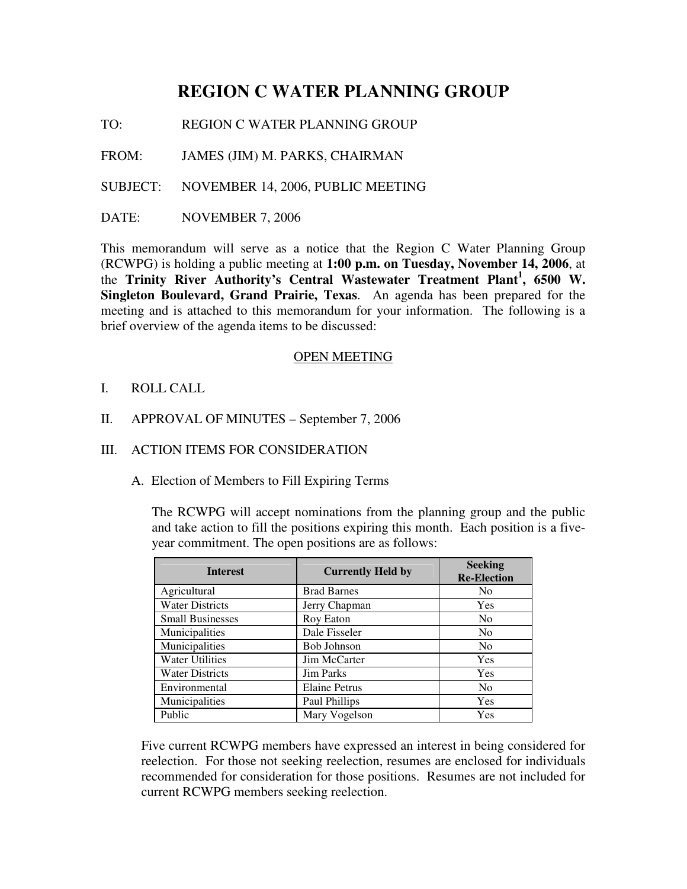# REGION C WATER PLANNING GROUP

TO: REGION C WATER PLANNING GROUP

FROM: JAMES (JIM) M. PARKS, CHAIRMAN

SUBJECT: NOVEMBER 14, 2006, PUBLIC MEETING

DATE: NOVEMBER 7, 2006

This memorandum will serve as a notice that the Region C Water Planning Group (RCWPG) is holding a public meeting at **1:00 p.m. on Tuesday, November 14, 2006**, at the **Trinity River Authority's Central Wastewater Treatment Plant[1], 6500 W. Singleton Boulevard, Grand Prairie, Texas**. An agenda has been prepared for the meeting and is attached to this memorandum for your information. The following is a brief overview of the agenda items to be discussed:

## OPEN MEETING

I. ROLL CALL

II. APPROVAL OF MINUTES – September 7, 2006

III. ACTION ITEMS FOR CONSIDERATION

A. Election of Members to Fill Expiring Terms

The RCWPG will accept nominations from the planning group and the public and take action to fill the positions expiring this month. Each position is a five-year commitment. The open positions are as follows:

| Interest | Currently Held by | Seeking Re-Election |
|---|---|---|
| Agricultural | Brad Barnes | No |
| Water Districts | Jerry Chapman | Yes |
| Small Businesses | Roy Eaton | No |
| Municipalities | Dale Fisseler | No |
| Municipalities | Bob Johnson | No |
| Water Utilities | Jim McCarter | Yes |
| Water Districts | Jim Parks | Yes |
| Environmental | Elaine Petrus | No |
| Municipalities | Paul Phillips | Yes |
| Public | Mary Vogelson | Yes |

Five current RCWPG members have expressed an interest in being considered for reelection. For those not seeking reelection, resumes are enclosed for individuals recommended for consideration for those positions. Resumes are not included for current RCWPG members seeking reelection.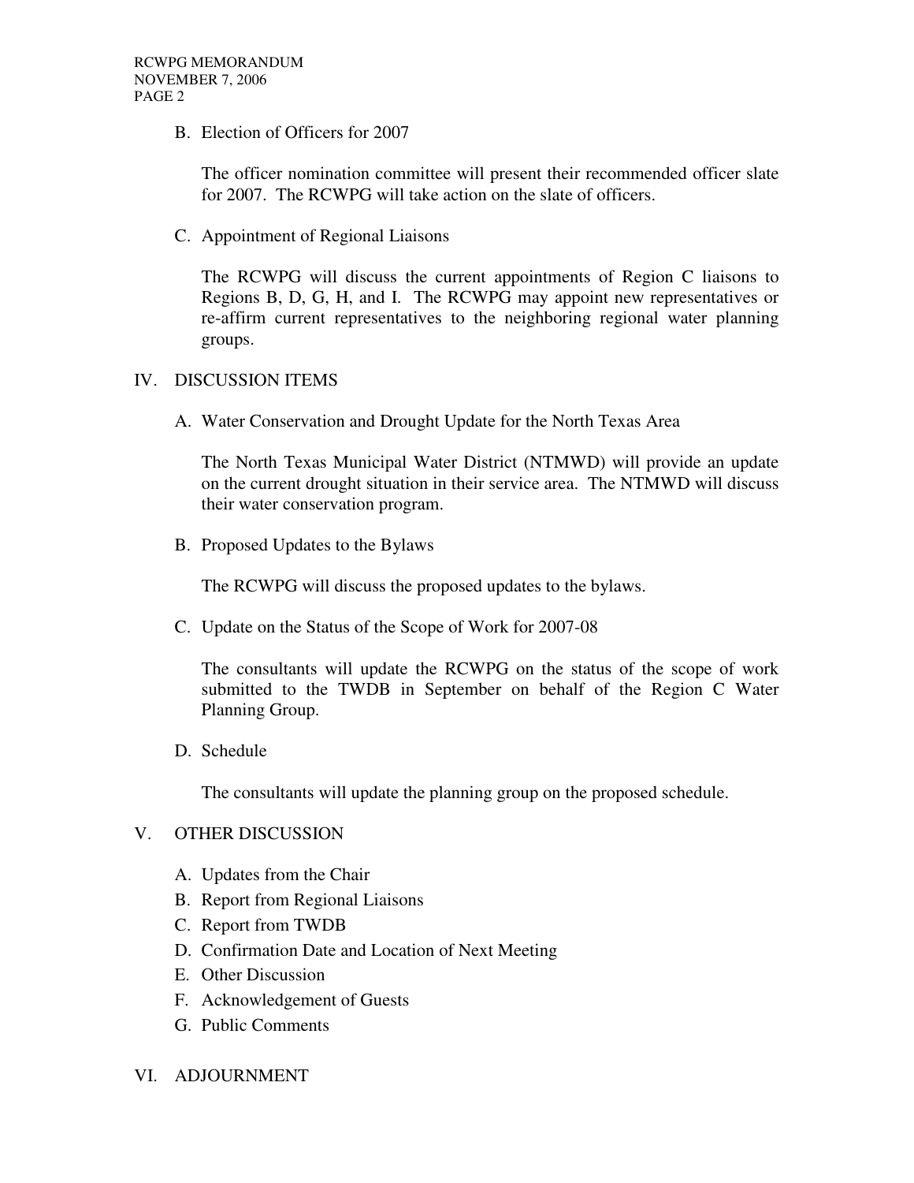B. Election of Officers for 2007

   The officer nomination committee will present their recommended officer slate for 2007. The RCWPG will take action on the slate of officers.

C. Appointment of Regional Liaisons

   The RCWPG will discuss the current appointments of Region C liaisons to Regions B, D, G, H, and I. The RCWPG may appoint new representatives or re-affirm current representatives to the neighboring regional water planning groups.

## IV. DISCUSSION ITEMS

A. Water Conservation and Drought Update for the North Texas Area

   The North Texas Municipal Water District (NTMWD) will provide an update on the current drought situation in their service area. The NTMWD will discuss their water conservation program.

B. Proposed Updates to the Bylaws

   The RCWPG will discuss the proposed updates to the bylaws.

C. Update on the Status of the Scope of Work for 2007-08

   The consultants will update the RCWPG on the status of the scope of work submitted to the TWDB in September on behalf of the Region C Water Planning Group.

D. Schedule

   The consultants will update the planning group on the proposed schedule.

## V. OTHER DISCUSSION

A. Updates from the Chair
B. Report from Regional Liaisons
C. Report from TWDB
D. Confirmation Date and Location of Next Meeting
E. Other Discussion
F. Acknowledgement of Guests
G. Public Comments

## VI. ADJOURNMENT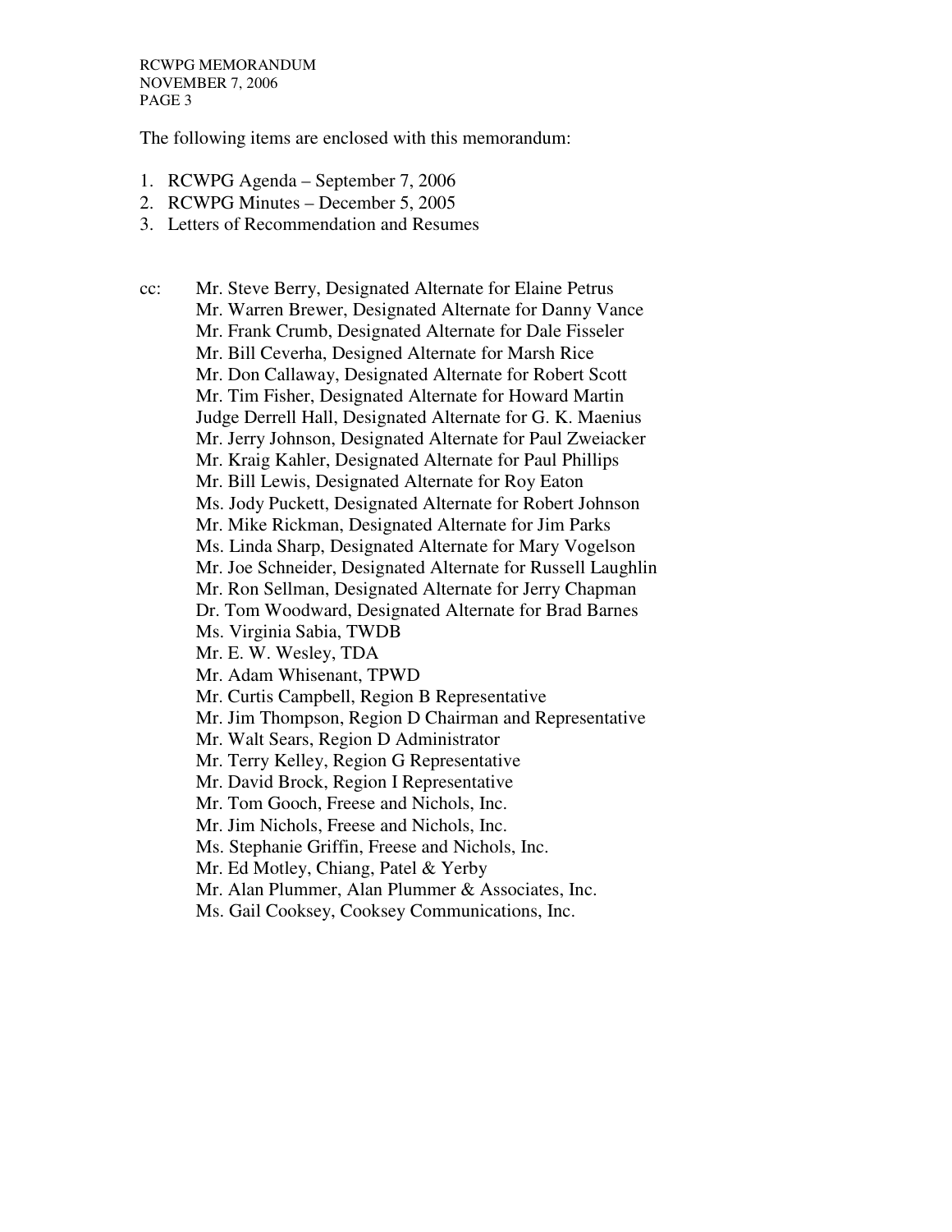The following items are enclosed with this memorandum:

1. RCWPG Agenda – September 7, 2006
2. RCWPG Minutes – December 5, 2005
3. Letters of Recommendation and Resumes

cc: Mr. Steve Berry, Designated Alternate for Elaine Petrus
Mr. Warren Brewer, Designated Alternate for Danny Vance
Mr. Frank Crumb, Designated Alternate for Dale Fisseler
Mr. Bill Ceverha, Designed Alternate for Marsh Rice
Mr. Don Callaway, Designated Alternate for Robert Scott
Mr. Tim Fisher, Designated Alternate for Howard Martin
Judge Derrell Hall, Designated Alternate for G. K. Maenius
Mr. Jerry Johnson, Designated Alternate for Paul Zweiacker
Mr. Kraig Kahler, Designated Alternate for Paul Phillips
Mr. Bill Lewis, Designated Alternate for Roy Eaton
Ms. Jody Puckett, Designated Alternate for Robert Johnson
Mr. Mike Rickman, Designated Alternate for Jim Parks
Ms. Linda Sharp, Designated Alternate for Mary Vogelson
Mr. Joe Schneider, Designated Alternate for Russell Laughlin
Mr. Ron Sellman, Designated Alternate for Jerry Chapman
Dr. Tom Woodward, Designated Alternate for Brad Barnes
Ms. Virginia Sabia, TWDB
Mr. E. W. Wesley, TDA
Mr. Adam Whisenant, TPWD
Mr. Curtis Campbell, Region B Representative
Mr. Jim Thompson, Region D Chairman and Representative
Mr. Walt Sears, Region D Administrator
Mr. Terry Kelley, Region G Representative
Mr. David Brock, Region I Representative
Mr. Tom Gooch, Freese and Nichols, Inc.
Mr. Jim Nichols, Freese and Nichols, Inc.
Ms. Stephanie Griffin, Freese and Nichols, Inc.
Mr. Ed Motley, Chiang, Patel & Yerby
Mr. Alan Plummer, Alan Plummer & Associates, Inc.
Ms. Gail Cooksey, Cooksey Communications, Inc.